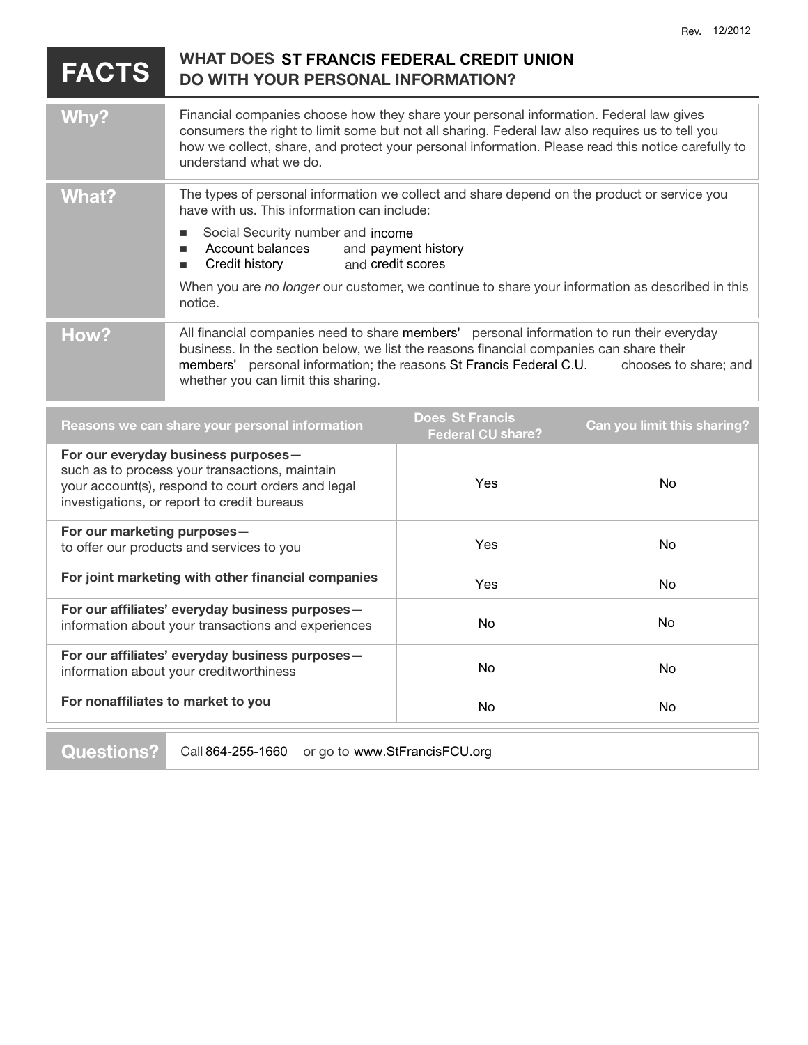Rev. 12/2012

# FACTS — WHAT DOES ST FRANCIS FEDERAL CREDIT UNION DO WITH YOUR PERSONAL INFORMATION?

## Why?

Financial companies choose how they share your personal information. Federal law gives consumers the right to limit some but not all sharing. Federal law also requires us to tell you how we collect, share, and protect your personal information. Please read this notice carefully to understand what we do.

## What?

The types of personal information we collect and share depend on the product or service you have with us. This information can include:

- Social Security number and income
- Account balances and payment history
- Credit history and credit scores

When you are *no longer* our customer, we continue to share your information as described in this notice.

## How?

All financial companies need to share members' personal information to run their everyday business. In the section below, we list the reasons financial companies can share their members' personal information; the reasons St Francis Federal C.U. chooses to share; and whether you can limit this sharing.

| Reasons we can share your personal information | Does St Francis Federal CU share? | Can you limit this sharing? |
|---|---|---|
| **For our everyday business purposes—** such as to process your transactions, maintain your account(s), respond to court orders and legal investigations, or report to credit bureaus | Yes | No |
| **For our marketing purposes—** to offer our products and services to you | Yes | No |
| **For joint marketing with other financial companies** | Yes | No |
| **For our affiliates' everyday business purposes—** information about your transactions and experiences | No | No |
| **For our affiliates' everyday business purposes—** information about your creditworthiness | No | No |
| **For nonaffiliates to market to you** | No | No |

## Questions?

Call 864-255-1660 or go to www.StFrancisFCU.org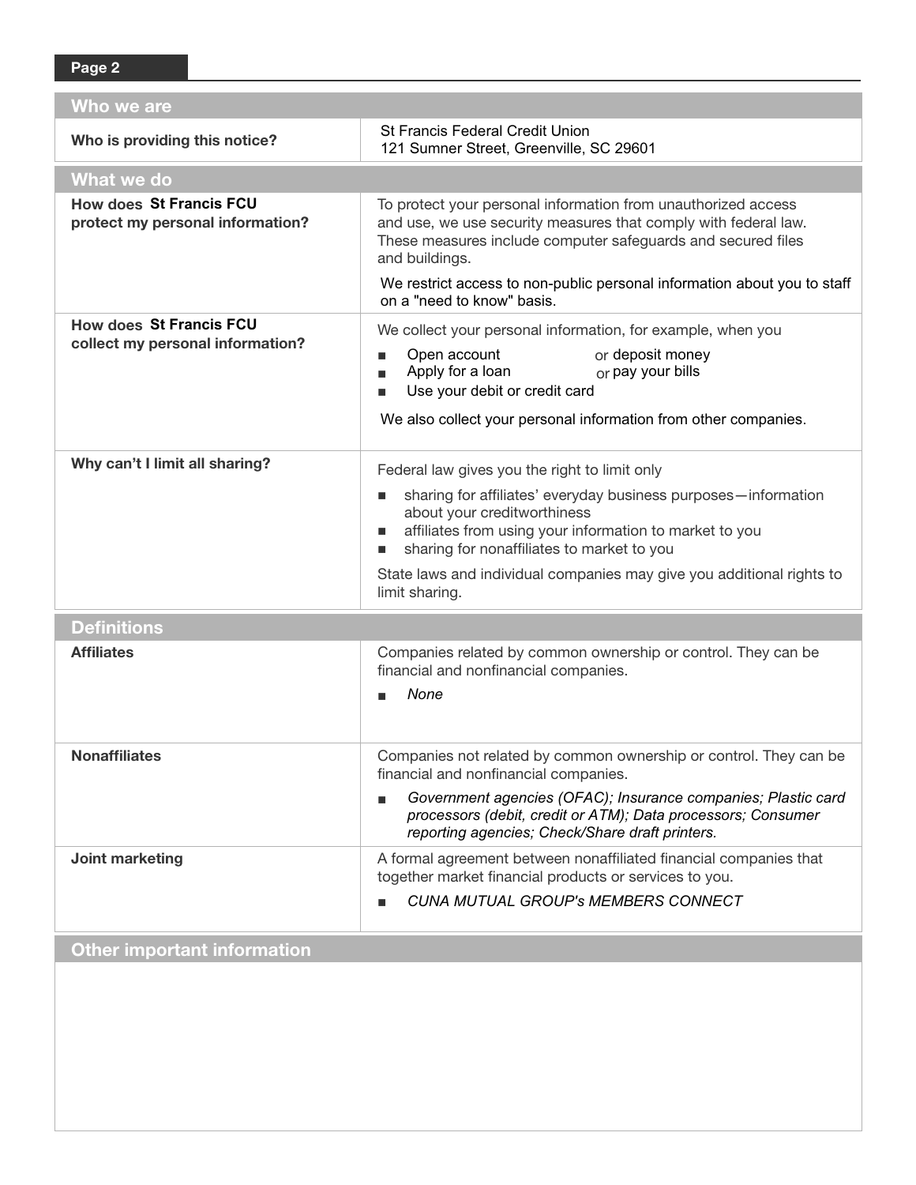| Who we are | |
|---|---|
| **Who is providing this notice?** | St Francis Federal Credit Union<br>121 Sumner Street, Greenville, SC 29601 |

| What we do | |
|---|---|
| **How does St Francis FCU protect my personal information?** | To protect your personal information from unauthorized access and use, we use security measures that comply with federal law. These measures include computer safeguards and secured files and buildings.<br><br>We restrict access to non-public personal information about you to staff on a "need to know" basis. |
| **How does St Francis FCU collect my personal information?** | We collect your personal information, for example, when you<br>■ Open account or deposit money<br>■ Apply for a loan or pay your bills<br>■ Use your debit or credit card<br><br>We also collect your personal information from other companies. |
| **Why can't I limit all sharing?** | Federal law gives you the right to limit only<br>■ sharing for affiliates' everyday business purposes—information about your creditworthiness<br>■ affiliates from using your information to market to you<br>■ sharing for nonaffiliates to market to you<br><br>State laws and individual companies may give you additional rights to limit sharing. |

| Definitions | |
|---|---|
| **Affiliates** | Companies related by common ownership or control. They can be financial and nonfinancial companies.<br>■ *None* |
| **Nonaffiliates** | Companies not related by common ownership or control. They can be financial and nonfinancial companies.<br>■ *Government agencies (OFAC); Insurance companies; Plastic card processors (debit, credit or ATM); Data processors; Consumer reporting agencies; Check/Share draft printers.* |
| **Joint marketing** | A formal agreement between nonaffiliated financial companies that together market financial products or services to you.<br>■ *CUNA MUTUAL GROUP's MEMBERS CONNECT* |

## Other important information